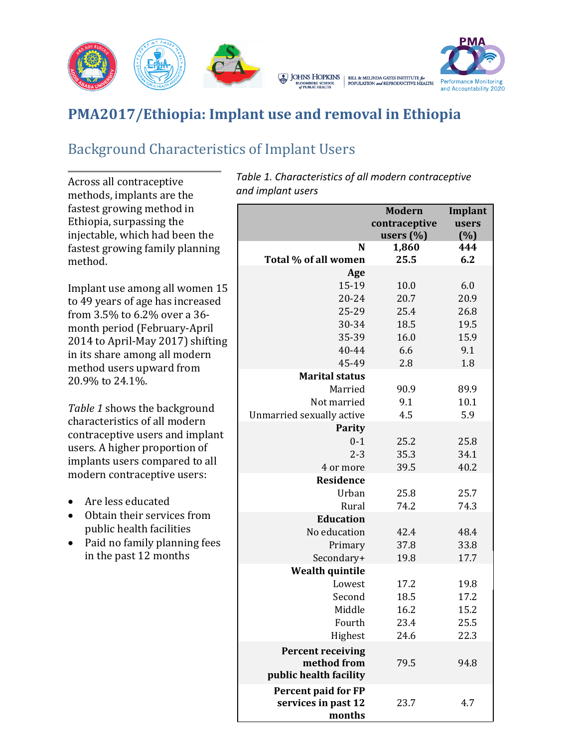# PMA2017/Ethiopia: Implant use and removal in Ethiopia

## Background Characteristics of Implant Users

Across all contraceptive methods, implants are the fastest growing method in Ethiopia, surpassing the injectable, which had been the fastest growing family planning method.

Implant use among all women 15 to 49 years of age has increased from 3.5% to 6.2% over a 36-month period (February-April 2014 to April-May 2017) shifting in its share among all modern method users upward from 20.9% to 24.1%.

*Table 1* shows the background characteristics of all modern contraceptive users and implant users. A higher proportion of implants users compared to all modern contraceptive users:

- Are less educated
- Obtain their services from public health facilities
- Paid no family planning fees in the past 12 months

*Table 1. Characteristics of all modern contraceptive and implant users*

| | Modern contraceptive users (%) | Implant users (%) |
|---|---|---|
| **N** | **1,860** | **444** |
| **Total % of all women** | **25.5** | **6.2** |
| **Age** | | |
| 15-19 | 10.0 | 6.0 |
| 20-24 | 20.7 | 20.9 |
| 25-29 | 25.4 | 26.8 |
| 30-34 | 18.5 | 19.5 |
| 35-39 | 16.0 | 15.9 |
| 40-44 | 6.6 | 9.1 |
| 45-49 | 2.8 | 1.8 |
| **Marital status** | | |
| Married | 90.9 | 89.9 |
| Not married | 9.1 | 10.1 |
| Unmarried sexually active | 4.5 | 5.9 |
| **Parity** | | |
| 0-1 | 25.2 | 25.8 |
| 2-3 | 35.3 | 34.1 |
| 4 or more | 39.5 | 40.2 |
| **Residence** | | |
| Urban | 25.8 | 25.7 |
| Rural | 74.2 | 74.3 |
| **Education** | | |
| No education | 42.4 | 48.4 |
| Primary | 37.8 | 33.8 |
| Secondary+ | 19.8 | 17.7 |
| **Wealth quintile** | | |
| Lowest | 17.2 | 19.8 |
| Second | 18.5 | 17.2 |
| Middle | 16.2 | 15.2 |
| Fourth | 23.4 | 25.5 |
| Highest | 24.6 | 22.3 |
| **Percent receiving method from public health facility** | 79.5 | 94.8 |
| **Percent paid for FP services in past 12 months** | 23.7 | 4.7 |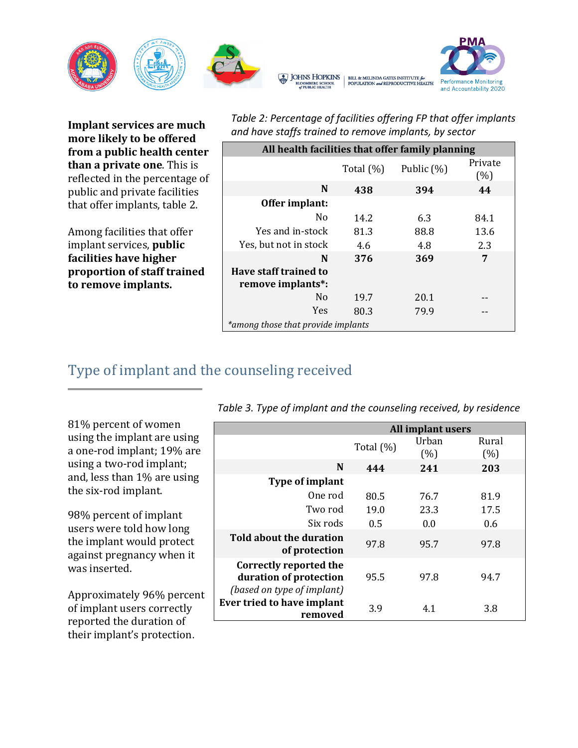**Implant services are much more likely to be offered from a public health center than a private one**. This is reflected in the percentage of public and private facilities that offer implants, table 2.

Among facilities that offer implant services, **public facilities have higher proportion of staff trained to remove implants.**

*Table 2: Percentage of facilities offering FP that offer implants and have staffs trained to remove implants, by sector*

| All health facilities that offer family planning | | | |
|---|---|---|---|
| | Total (%) | Public (%) | Private (%) |
| **N** | **438** | **394** | **44** |
| **Offer implant:** | | | |
| No | 14.2 | 6.3 | 84.1 |
| Yes and in-stock | 81.3 | 88.8 | 13.6 |
| Yes, but not in stock | 4.6 | 4.8 | 2.3 |
| **N** | **376** | **369** | **7** |
| **Have staff trained to remove implants*:** | | | |
| No | 19.7 | 20.1 | -- |
| Yes | 80.3 | 79.9 | -- |

*among those that provide implants

## Type of implant and the counseling received

81% percent of women using the implant are using a one-rod implant; 19% are using a two-rod implant; and, less than 1% are using the six-rod implant.

98% percent of implant users were told how long the implant would protect against pregnancy when it was inserted.

Approximately 96% percent of implant users correctly reported the duration of their implant's protection.

*Table 3. Type of implant and the counseling received, by residence*

| All implant users | | | |
|---|---|---|---|
| | Total (%) | Urban (%) | Rural (%) |
| **N** | **444** | **241** | **203** |
| **Type of implant** | | | |
| One rod | 80.5 | 76.7 | 81.9 |
| Two rod | 19.0 | 23.3 | 17.5 |
| Six rods | 0.5 | 0.0 | 0.6 |
| **Told about the duration of protection** | 97.8 | 95.7 | 97.8 |
| **Correctly reported the duration of protection** *(based on type of implant)* | 95.5 | 97.8 | 94.7 |
| **Ever tried to have implant removed** | 3.9 | 4.1 | 3.8 |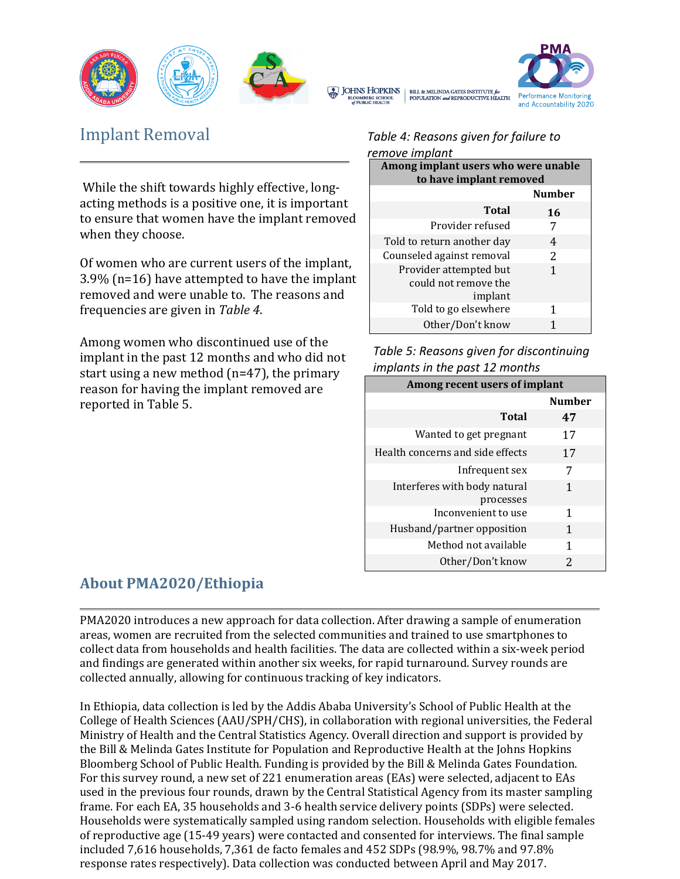## Implant Removal

While the shift towards highly effective, long-acting methods is a positive one, it is important to ensure that women have the implant removed when they choose.

Of women who are current users of the implant, 3.9% (n=16) have attempted to have the implant removed and were unable to. The reasons and frequencies are given in *Table 4*.

Among women who discontinued use of the implant in the past 12 months and who did not start using a new method (n=47), the primary reason for having the implant removed are reported in Table 5.

*Table 4: Reasons given for failure to remove implant*

| Among implant users who were unable to have implant removed | |
|---|---|
| | **Number** |
| **Total** | **16** |
| Provider refused | 7 |
| Told to return another day | 4 |
| Counseled against removal | 2 |
| Provider attempted but could not remove the implant | 1 |
| Told to go elsewhere | 1 |
| Other/Don't know | 1 |

*Table 5: Reasons given for discontinuing implants in the past 12 months*

| Among recent users of implant | |
|---|---|
| | **Number** |
| **Total** | **47** |
| Wanted to get pregnant | 17 |
| Health concerns and side effects | 17 |
| Infrequent sex | 7 |
| Interferes with body natural processes | 1 |
| Inconvenient to use | 1 |
| Husband/partner opposition | 1 |
| Method not available | 1 |
| Other/Don't know | 2 |

## About PMA2020/Ethiopia

PMA2020 introduces a new approach for data collection. After drawing a sample of enumeration areas, women are recruited from the selected communities and trained to use smartphones to collect data from households and health facilities. The data are collected within a six-week period and findings are generated within another six weeks, for rapid turnaround. Survey rounds are collected annually, allowing for continuous tracking of key indicators.

In Ethiopia, data collection is led by the Addis Ababa University's School of Public Health at the College of Health Sciences (AAU/SPH/CHS), in collaboration with regional universities, the Federal Ministry of Health and the Central Statistics Agency. Overall direction and support is provided by the Bill & Melinda Gates Institute for Population and Reproductive Health at the Johns Hopkins Bloomberg School of Public Health. Funding is provided by the Bill & Melinda Gates Foundation. For this survey round, a new set of 221 enumeration areas (EAs) were selected, adjacent to EAs used in the previous four rounds, drawn by the Central Statistical Agency from its master sampling frame. For each EA, 35 households and 3-6 health service delivery points (SDPs) were selected. Households were systematically sampled using random selection. Households with eligible females of reproductive age (15-49 years) were contacted and consented for interviews. The final sample included 7,616 households, 7,361 de facto females and 452 SDPs (98.9%, 98.7% and 97.8% response rates respectively). Data collection was conducted between April and May 2017.